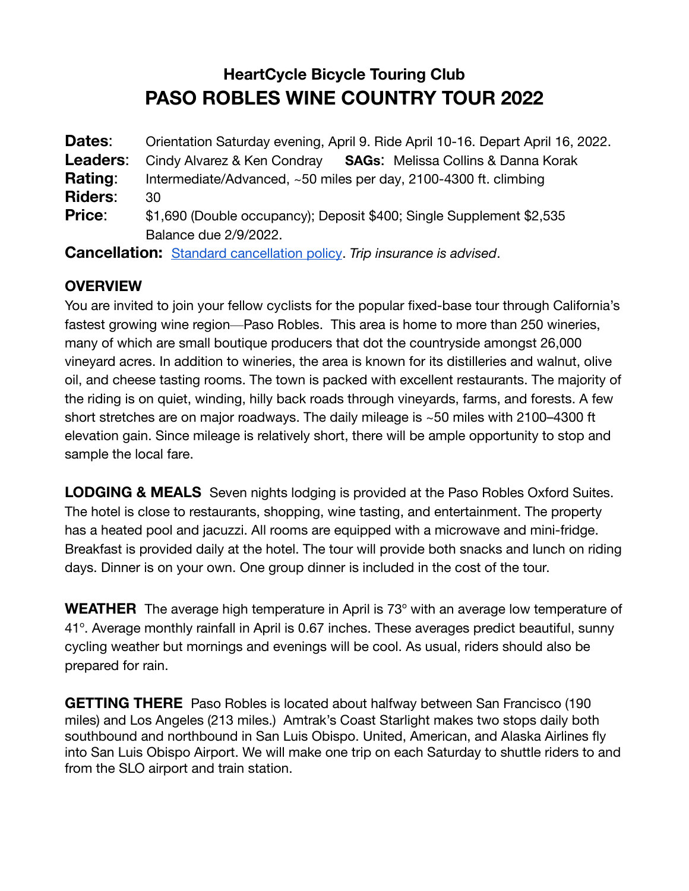### HeartCycle Bicycle Touring Club

# PASO ROBLES WINE COUNTRY TOUR 2022

**Dates**: Orientation Saturday evening, April 9. Ride April 10-16. Depart April 16, 2022.

**Leaders**: Cindy Alvarez & Ken Condray **SAGs**: Melissa Collins & Danna Korak

**Rating**: Intermediate/Advanced, ~50 miles per day, 2100-4300 ft. climbing

**Riders**: 30

**Price**: $1,690 (Double occupancy); Deposit $400; Single Supplement $2,535
Balance due 2/9/2022.

**Cancellation:** [Standard cancellation policy](). *Trip insurance is advised*.

## OVERVIEW

You are invited to join your fellow cyclists for the popular fixed-base tour through California's fastest growing wine region—Paso Robles. This area is home to more than 250 wineries, many of which are small boutique producers that dot the countryside amongst 26,000 vineyard acres. In addition to wineries, the area is known for its distilleries and walnut, olive oil, and cheese tasting rooms. The town is packed with excellent restaurants. The majority of the riding is on quiet, winding, hilly back roads through vineyards, farms, and forests. A few short stretches are on major roadways. The daily mileage is ~50 miles with 2100–4300 ft elevation gain. Since mileage is relatively short, there will be ample opportunity to stop and sample the local fare.

**LODGING & MEALS** Seven nights lodging is provided at the Paso Robles Oxford Suites. The hotel is close to restaurants, shopping, wine tasting, and entertainment. The property has a heated pool and jacuzzi. All rooms are equipped with a microwave and mini-fridge. Breakfast is provided daily at the hotel. The tour will provide both snacks and lunch on riding days. Dinner is on your own. One group dinner is included in the cost of the tour.

**WEATHER** The average high temperature in April is 73° with an average low temperature of 41°. Average monthly rainfall in April is 0.67 inches. These averages predict beautiful, sunny cycling weather but mornings and evenings will be cool. As usual, riders should also be prepared for rain.

**GETTING THERE** Paso Robles is located about halfway between San Francisco (190 miles) and Los Angeles (213 miles.) Amtrak's Coast Starlight makes two stops daily both southbound and northbound in San Luis Obispo. United, American, and Alaska Airlines fly into San Luis Obispo Airport. We will make one trip on each Saturday to shuttle riders to and from the SLO airport and train station.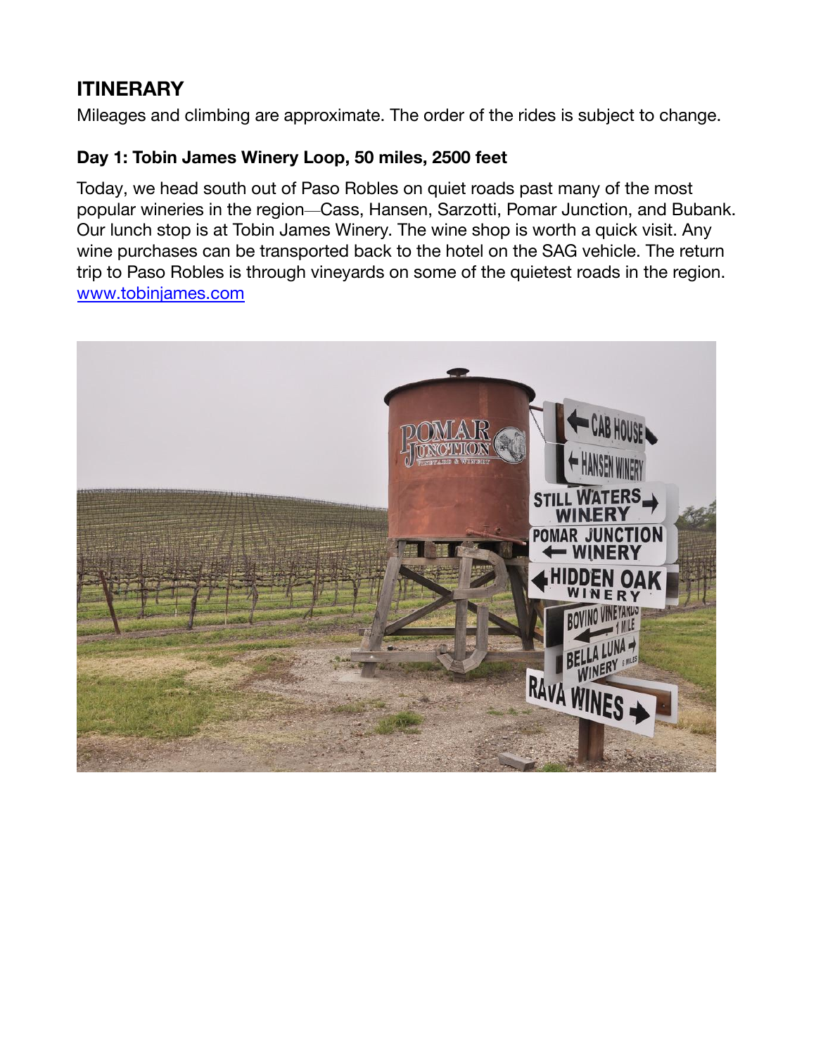## ITINERARY

Mileages and climbing are approximate. The order of the rides is subject to change.

### Day 1: Tobin James Winery Loop, 50 miles, 2500 feet

Today, we head south out of Paso Robles on quiet roads past many of the most popular wineries in the region—Cass, Hansen, Sarzotti, Pomar Junction, and Bubank. Our lunch stop is at Tobin James Winery. The wine shop is worth a quick visit. Any wine purchases can be transported back to the hotel on the SAG vehicle. The return trip to Paso Robles is through vineyards on some of the quietest roads in the region. [www.tobinjames.com](http://www.tobinjames.com)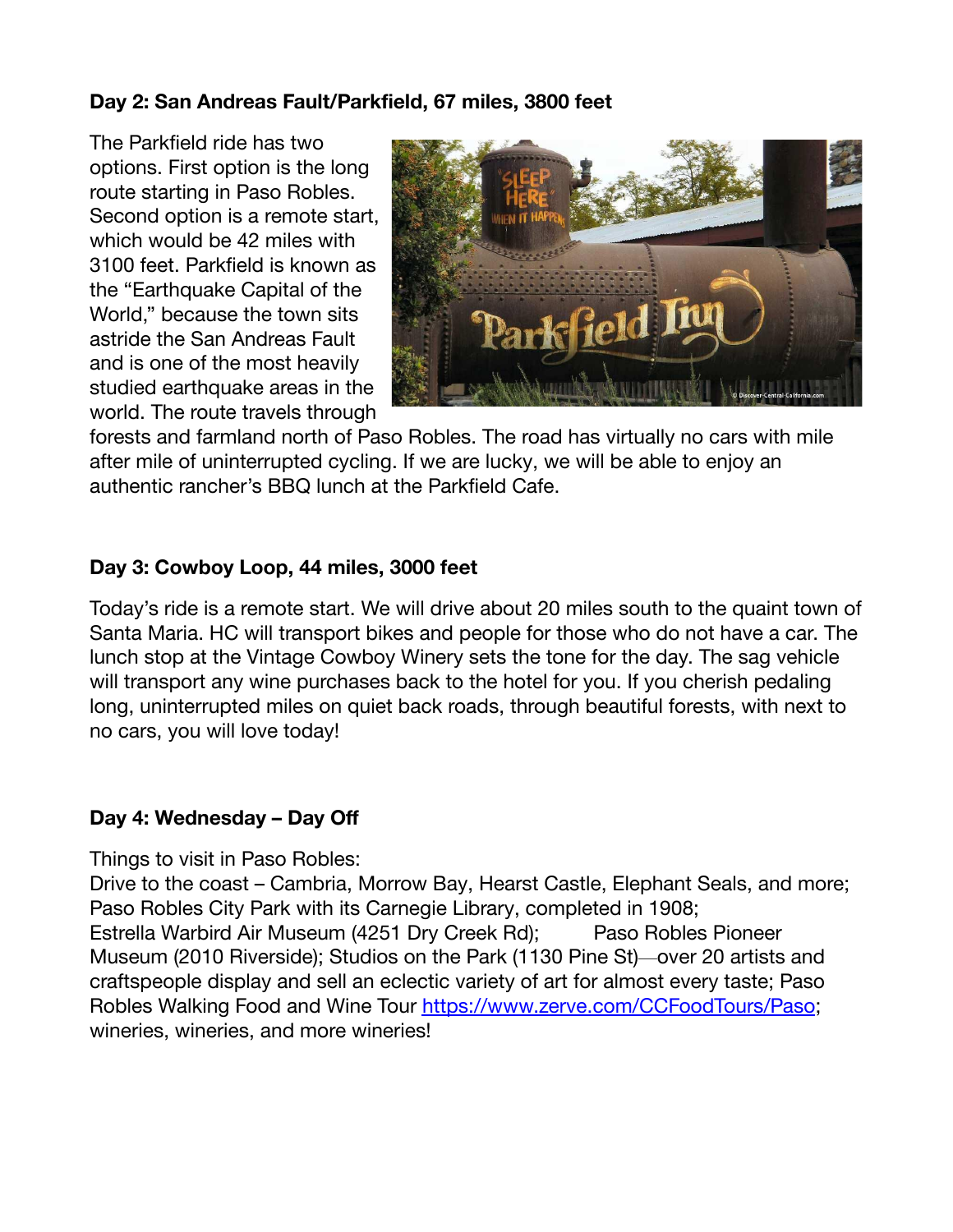**Day 2: San Andreas Fault/Parkfield, 67 miles, 3800 feet**

The Parkfield ride has two options. First option is the long route starting in Paso Robles. Second option is a remote start, which would be 42 miles with 3100 feet. Parkfield is known as the "Earthquake Capital of the World," because the town sits astride the San Andreas Fault and is one of the most heavily studied earthquake areas in the world. The route travels through forests and farmland north of Paso Robles. The road has virtually no cars with mile after mile of uninterrupted cycling. If we are lucky, we will be able to enjoy an authentic rancher's BBQ lunch at the Parkfield Cafe.

**Day 3: Cowboy Loop, 44 miles, 3000 feet**

Today's ride is a remote start. We will drive about 20 miles south to the quaint town of Santa Maria. HC will transport bikes and people for those who do not have a car. The lunch stop at the Vintage Cowboy Winery sets the tone for the day. The sag vehicle will transport any wine purchases back to the hotel for you. If you cherish pedaling long, uninterrupted miles on quiet back roads, through beautiful forests, with next to no cars, you will love today!

**Day 4: Wednesday – Day Off**

Things to visit in Paso Robles:
Drive to the coast – Cambria, Morrow Bay, Hearst Castle, Elephant Seals, and more; Paso Robles City Park with its Carnegie Library, completed in 1908; Estrella Warbird Air Museum (4251 Dry Creek Rd); Paso Robles Pioneer Museum (2010 Riverside); Studios on the Park (1130 Pine St)—over 20 artists and craftspeople display and sell an eclectic variety of art for almost every taste; Paso Robles Walking Food and Wine Tour [https://www.zerve.com/CCFoodTours/Paso](https://www.zerve.com/CCFoodTours/Paso); wineries, wineries, and more wineries!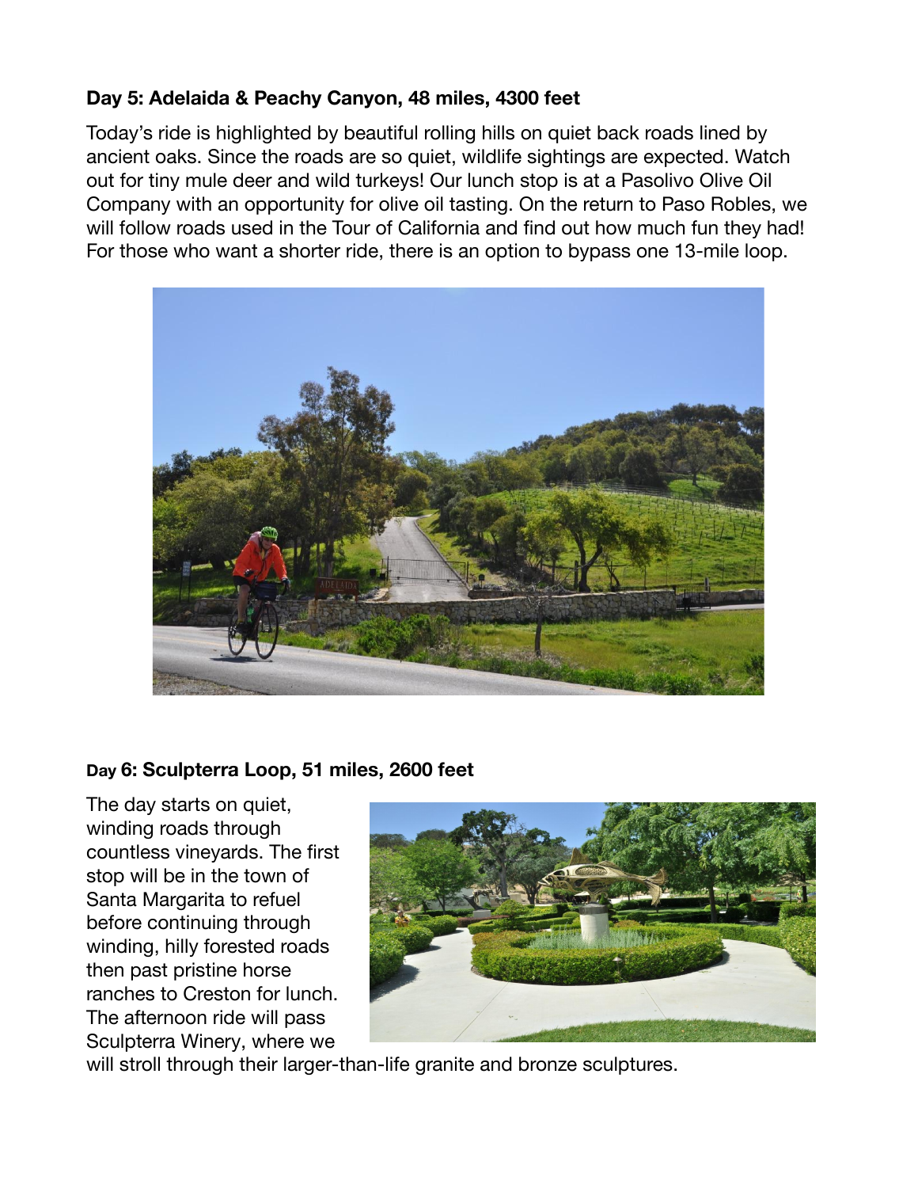**Day 5: Adelaida & Peachy Canyon, 48 miles, 4300 feet**

Today's ride is highlighted by beautiful rolling hills on quiet back roads lined by ancient oaks. Since the roads are so quiet, wildlife sightings are expected. Watch out for tiny mule deer and wild turkeys! Our lunch stop is at a Pasolivo Olive Oil Company with an opportunity for olive oil tasting. On the return to Paso Robles, we will follow roads used in the Tour of California and find out how much fun they had! For those who want a shorter ride, there is an option to bypass one 13-mile loop.

**Day 6: Sculpterra Loop, 51 miles, 2600 feet**

The day starts on quiet, winding roads through countless vineyards. The first stop will be in the town of Santa Margarita to refuel before continuing through winding, hilly forested roads then past pristine horse ranches to Creston for lunch. The afternoon ride will pass Sculpterra Winery, where we will stroll through their larger-than-life granite and bronze sculptures.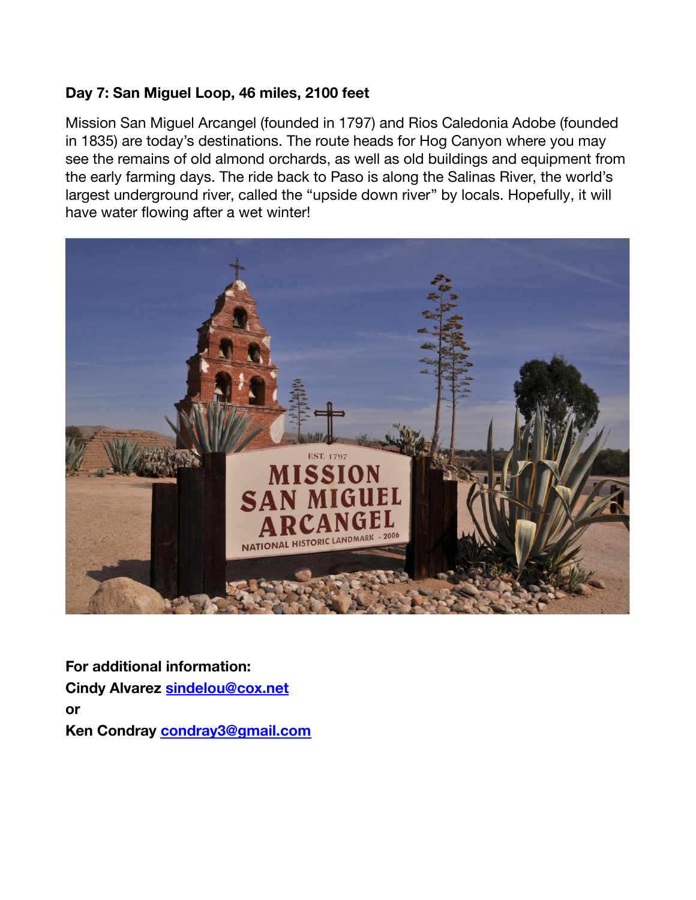**Day 7: San Miguel Loop, 46 miles, 2100 feet**

Mission San Miguel Arcangel (founded in 1797) and Rios Caledonia Adobe (founded in 1835) are today's destinations. The route heads for Hog Canyon where you may see the remains of old almond orchards, as well as old buildings and equipment from the early farming days. The ride back to Paso is along the Salinas River, the world's largest underground river, called the "upside down river" by locals. Hopefully, it will have water flowing after a wet winter!

**For additional information:**
**Cindy Alvarez [sindelou@cox.net](mailto:sindelou@cox.net)**
**or**
**Ken Condray [condray3@gmail.com](mailto:condray3@gmail.com)**